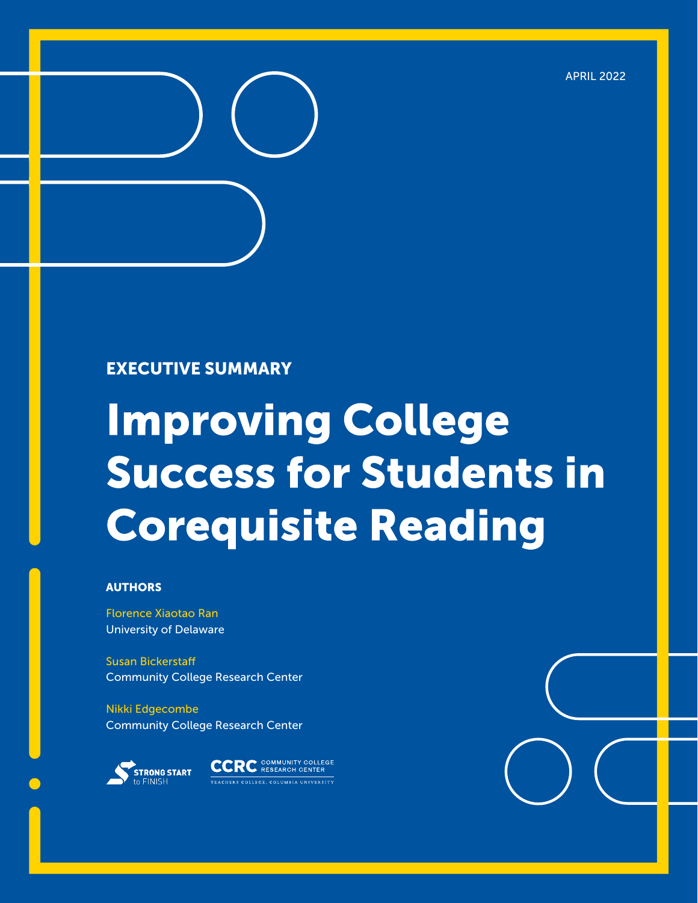APRIL 2022

EXECUTIVE SUMMARY

# Improving College Success for Students in Corequisite Reading

**AUTHORS**

Florence Xiaotao Ran
University of Delaware

Susan Bickerstaff
Community College Research Center

Nikki Edgecombe
Community College Research Center

STRONG START to FINISH

CCRC COMMUNITY COLLEGE RESEARCH CENTER
TEACHERS COLLEGE, COLUMBIA UNIVERSITY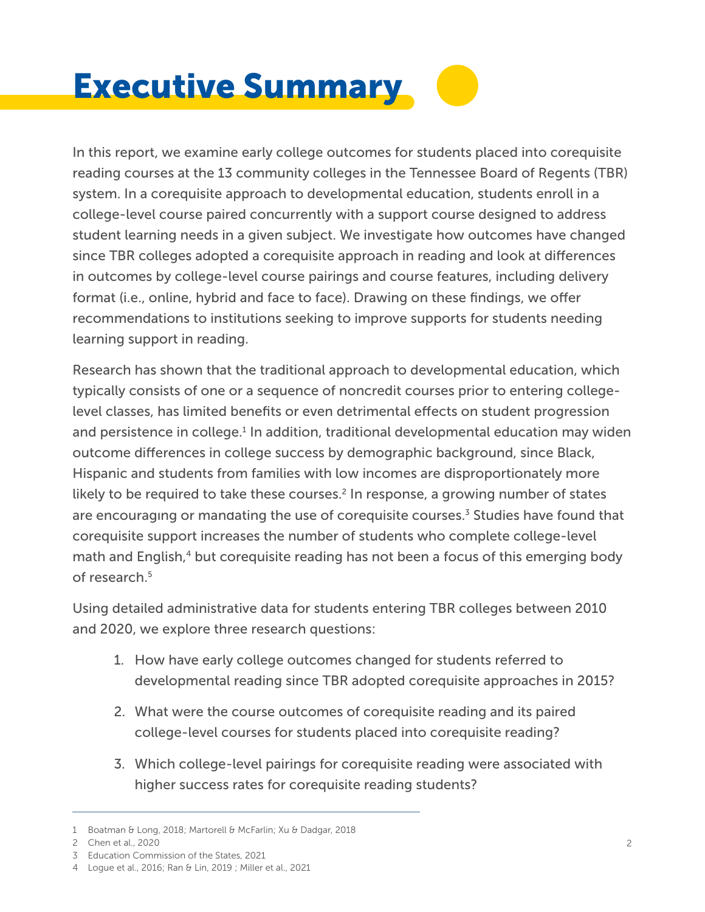# Executive Summary

In this report, we examine early college outcomes for students placed into corequisite reading courses at the 13 community colleges in the Tennessee Board of Regents (TBR) system. In a corequisite approach to developmental education, students enroll in a college-level course paired concurrently with a support course designed to address student learning needs in a given subject. We investigate how outcomes have changed since TBR colleges adopted a corequisite approach in reading and look at differences in outcomes by college-level course pairings and course features, including delivery format (i.e., online, hybrid and face to face). Drawing on these findings, we offer recommendations to institutions seeking to improve supports for students needing learning support in reading.

Research has shown that the traditional approach to developmental education, which typically consists of one or a sequence of noncredit courses prior to entering college-level classes, has limited benefits or even detrimental effects on student progression and persistence in college.[1] In addition, traditional developmental education may widen outcome differences in college success by demographic background, since Black, Hispanic and students from families with low incomes are disproportionately more likely to be required to take these courses.[2] In response, a growing number of states are encouraging or mandating the use of corequisite courses.[3] Studies have found that corequisite support increases the number of students who complete college-level math and English,[4] but corequisite reading has not been a focus of this emerging body of research.[5]

Using detailed administrative data for students entering TBR colleges between 2010 and 2020, we explore three research questions:

1. How have early college outcomes changed for students referred to developmental reading since TBR adopted corequisite approaches in 2015?
2. What were the course outcomes of corequisite reading and its paired college-level courses for students placed into corequisite reading?
3. Which college-level pairings for corequisite reading were associated with higher success rates for corequisite reading students?

---

1 Boatman & Long, 2018; Martorell & McFarlin; Xu & Dadgar, 2018

2 Chen et al., 2020

3 Education Commission of the States, 2021

4 Logue et al., 2016; Ran & Lin, 2019 ; Miller et al., 2021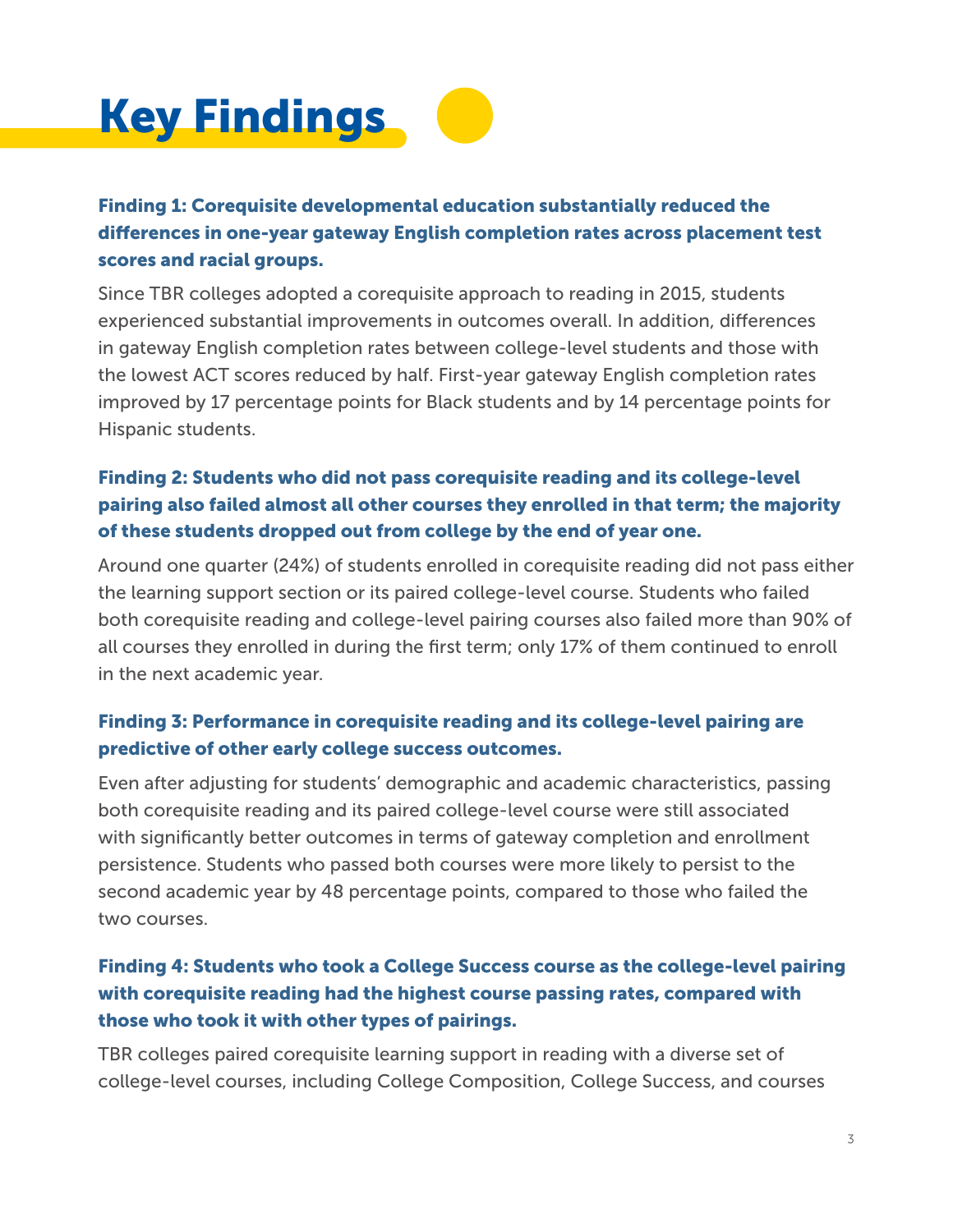# Key Findings

### Finding 1: Corequisite developmental education substantially reduced the differences in one-year gateway English completion rates across placement test scores and racial groups.

Since TBR colleges adopted a corequisite approach to reading in 2015, students experienced substantial improvements in outcomes overall. In addition, differences in gateway English completion rates between college-level students and those with the lowest ACT scores reduced by half. First-year gateway English completion rates improved by 17 percentage points for Black students and by 14 percentage points for Hispanic students.

### Finding 2: Students who did not pass corequisite reading and its college-level pairing also failed almost all other courses they enrolled in that term; the majority of these students dropped out from college by the end of year one.

Around one quarter (24%) of students enrolled in corequisite reading did not pass either the learning support section or its paired college-level course. Students who failed both corequisite reading and college-level pairing courses also failed more than 90% of all courses they enrolled in during the first term; only 17% of them continued to enroll in the next academic year.

### Finding 3: Performance in corequisite reading and its college-level pairing are predictive of other early college success outcomes.

Even after adjusting for students' demographic and academic characteristics, passing both corequisite reading and its paired college-level course were still associated with significantly better outcomes in terms of gateway completion and enrollment persistence. Students who passed both courses were more likely to persist to the second academic year by 48 percentage points, compared to those who failed the two courses.

### Finding 4: Students who took a College Success course as the college-level pairing with corequisite reading had the highest course passing rates, compared with those who took it with other types of pairings.

TBR colleges paired corequisite learning support in reading with a diverse set of college-level courses, including College Composition, College Success, and courses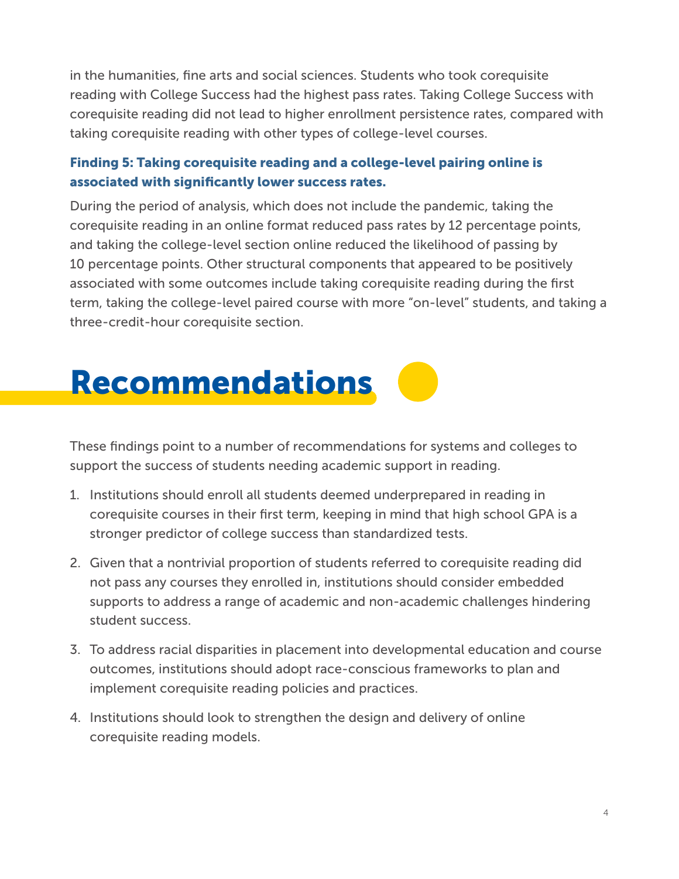in the humanities, fine arts and social sciences. Students who took corequisite reading with College Success had the highest pass rates. Taking College Success with corequisite reading did not lead to higher enrollment persistence rates, compared with taking corequisite reading with other types of college-level courses.

### Finding 5: Taking corequisite reading and a college-level pairing online is associated with significantly lower success rates.

During the period of analysis, which does not include the pandemic, taking the corequisite reading in an online format reduced pass rates by 12 percentage points, and taking the college-level section online reduced the likelihood of passing by 10 percentage points. Other structural components that appeared to be positively associated with some outcomes include taking corequisite reading during the first term, taking the college-level paired course with more "on-level" students, and taking a three-credit-hour corequisite section.

# Recommendations

These findings point to a number of recommendations for systems and colleges to support the success of students needing academic support in reading.

1. Institutions should enroll all students deemed underprepared in reading in corequisite courses in their first term, keeping in mind that high school GPA is a stronger predictor of college success than standardized tests.
2. Given that a nontrivial proportion of students referred to corequisite reading did not pass any courses they enrolled in, institutions should consider embedded supports to address a range of academic and non-academic challenges hindering student success.
3. To address racial disparities in placement into developmental education and course outcomes, institutions should adopt race-conscious frameworks to plan and implement corequisite reading policies and practices.
4. Institutions should look to strengthen the design and delivery of online corequisite reading models.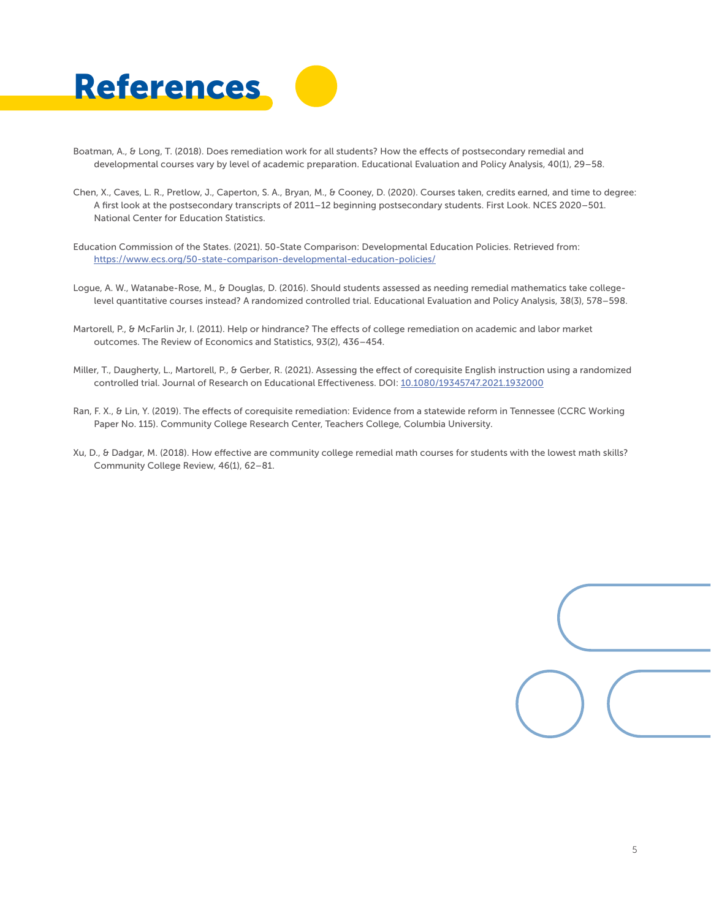# References

Boatman, A., & Long, T. (2018). Does remediation work for all students? How the effects of postsecondary remedial and developmental courses vary by level of academic preparation. Educational Evaluation and Policy Analysis, 40(1), 29–58.

Chen, X., Caves, L. R., Pretlow, J., Caperton, S. A., Bryan, M., & Cooney, D. (2020). Courses taken, credits earned, and time to degree: A first look at the postsecondary transcripts of 2011–12 beginning postsecondary students. First Look. NCES 2020–501. National Center for Education Statistics.

Education Commission of the States. (2021). 50-State Comparison: Developmental Education Policies. Retrieved from: https://www.ecs.org/50-state-comparison-developmental-education-policies/

Logue, A. W., Watanabe-Rose, M., & Douglas, D. (2016). Should students assessed as needing remedial mathematics take college-level quantitative courses instead? A randomized controlled trial. Educational Evaluation and Policy Analysis, 38(3), 578–598.

Martorell, P., & McFarlin Jr, I. (2011). Help or hindrance? The effects of college remediation on academic and labor market outcomes. The Review of Economics and Statistics, 93(2), 436–454.

Miller, T., Daugherty, L., Martorell, P., & Gerber, R. (2021). Assessing the effect of corequisite English instruction using a randomized controlled trial. Journal of Research on Educational Effectiveness. DOI: 10.1080/19345747.2021.1932000

Ran, F. X., & Lin, Y. (2019). The effects of corequisite remediation: Evidence from a statewide reform in Tennessee (CCRC Working Paper No. 115). Community College Research Center, Teachers College, Columbia University.

Xu, D., & Dadgar, M. (2018). How effective are community college remedial math courses for students with the lowest math skills? Community College Review, 46(1), 62–81.